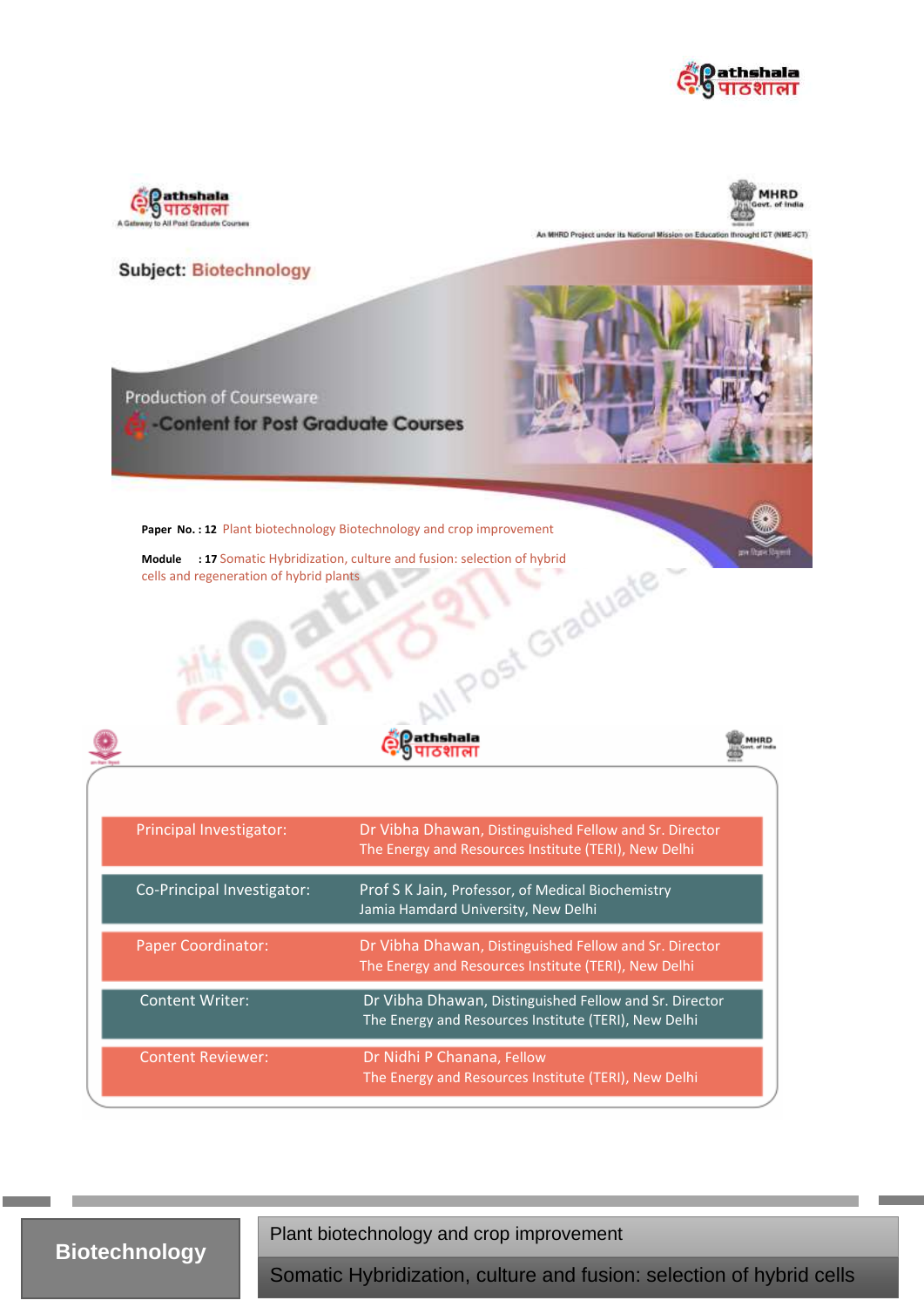**Subject: Biotechnology**

Production of Courseware

e-Content for Post Graduate Courses

**Paper No. : 12** Plant biotechnology Biotechnology and crop improvement

**Module : 17** Somatic Hybridization, culture and fusion: selection of hybrid cells and regeneration of hybrid plants

| | |
|---|---|
| Principal Investigator: | Dr Vibha Dhawan, Distinguished Fellow and Sr. Director<br>The Energy and Resources Institute (TERI), New Delhi |
| Co-Principal Investigator: | Prof S K Jain, Professor, of Medical Biochemistry<br>Jamia Hamdard University, New Delhi |
| Paper Coordinator: | Dr Vibha Dhawan, Distinguished Fellow and Sr. Director<br>The Energy and Resources Institute (TERI), New Delhi |
| Content Writer: | Dr Vibha Dhawan, Distinguished Fellow and Sr. Director<br>The Energy and Resources Institute (TERI), New Delhi |
| Content Reviewer: | Dr Nidhi P Chanana, Fellow<br>The Energy and Resources Institute (TERI), New Delhi |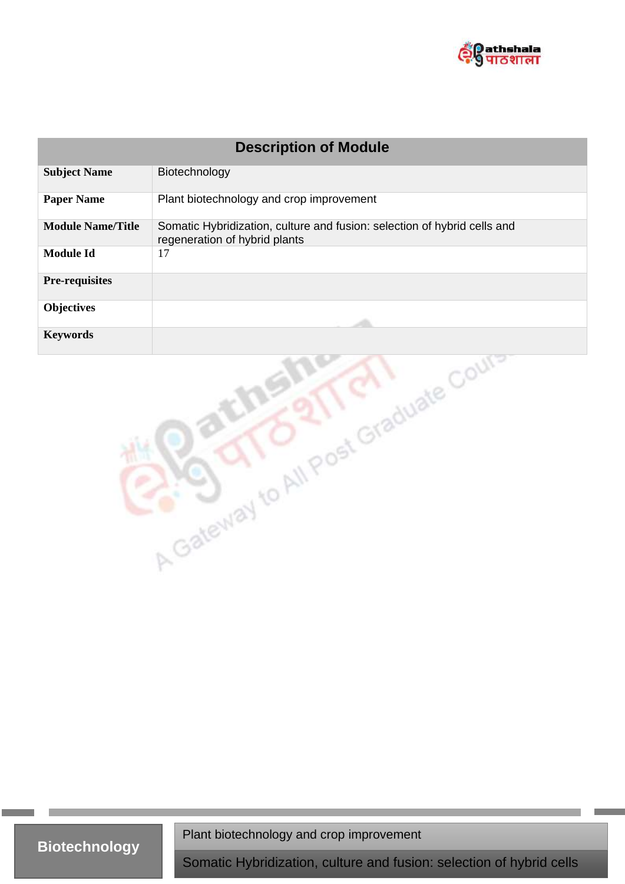| Description of Module | |
|---|---|
| **Subject Name** | Biotechnology |
| **Paper Name** | Plant biotechnology and crop improvement |
| **Module Name/Title** | Somatic Hybridization, culture and fusion: selection of hybrid cells and regeneration of hybrid plants |
| **Module Id** | 17 |
| **Pre-requisites** | |
| **Objectives** | |
| **Keywords** | |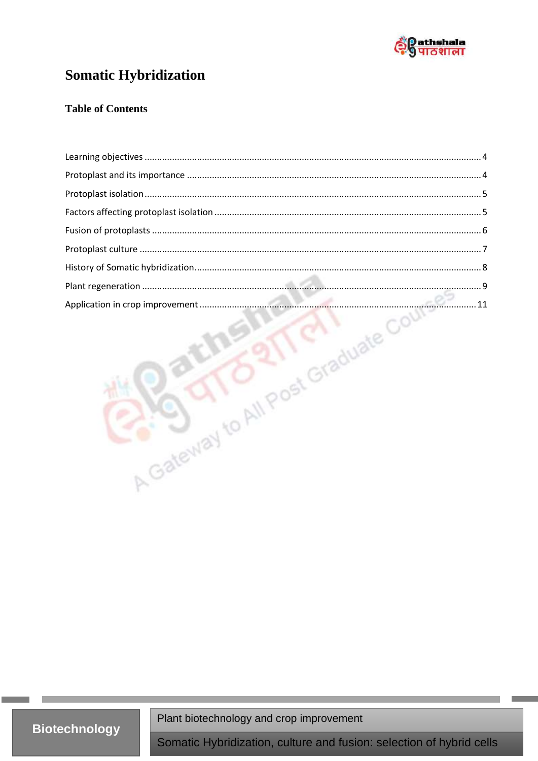# Somatic Hybridization

## Table of Contents

Learning objectives .......... 4

Protoplast and its importance .......... 4

Protoplast isolation .......... 5

Factors affecting protoplast isolation .......... 5

Fusion of protoplasts .......... 6

Protoplast culture .......... 7

History of Somatic hybridization .......... 8

Plant regeneration .......... 9

Application in crop improvement .......... 11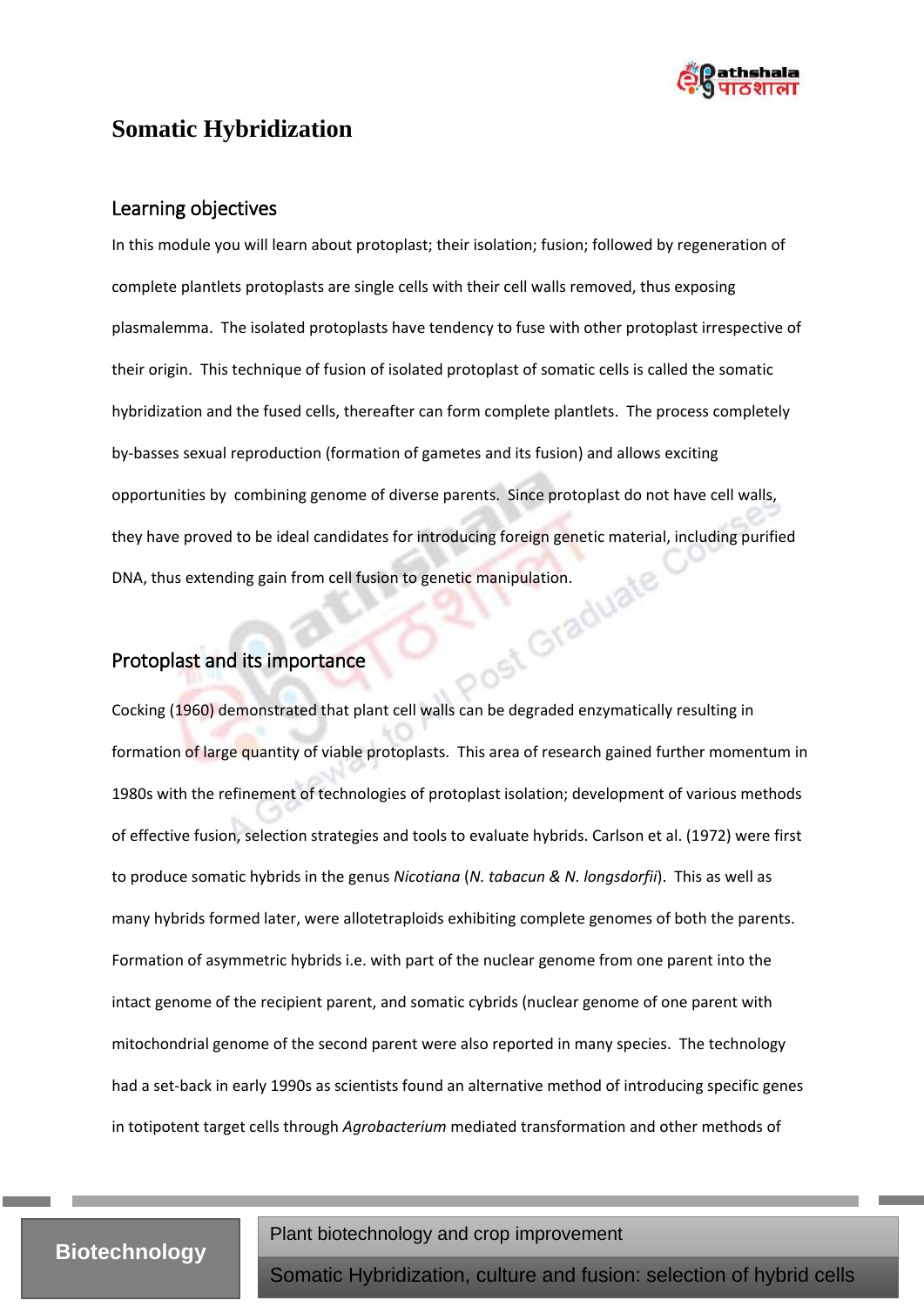# Somatic Hybridization

## Learning objectives

In this module you will learn about protoplast; their isolation; fusion; followed by regeneration of complete plantlets protoplasts are single cells with their cell walls removed, thus exposing plasmalemma. The isolated protoplasts have tendency to fuse with other protoplast irrespective of their origin. This technique of fusion of isolated protoplast of somatic cells is called the somatic hybridization and the fused cells, thereafter can form complete plantlets. The process completely by-basses sexual reproduction (formation of gametes and its fusion) and allows exciting opportunities by combining genome of diverse parents. Since protoplast do not have cell walls, they have proved to be ideal candidates for introducing foreign genetic material, including purified DNA, thus extending gain from cell fusion to genetic manipulation.

## Protoplast and its importance

Cocking (1960) demonstrated that plant cell walls can be degraded enzymatically resulting in formation of large quantity of viable protoplasts. This area of research gained further momentum in 1980s with the refinement of technologies of protoplast isolation; development of various methods of effective fusion, selection strategies and tools to evaluate hybrids. Carlson et al. (1972) were first to produce somatic hybrids in the genus *Nicotiana* (*N. tabacun & N. longsdorfii*). This as well as many hybrids formed later, were allotetraploids exhibiting complete genomes of both the parents. Formation of asymmetric hybrids i.e. with part of the nuclear genome from one parent into the intact genome of the recipient parent, and somatic cybrids (nuclear genome of one parent with mitochondrial genome of the second parent were also reported in many species. The technology had a set-back in early 1990s as scientists found an alternative method of introducing specific genes in totipotent target cells through *Agrobacterium* mediated transformation and other methods of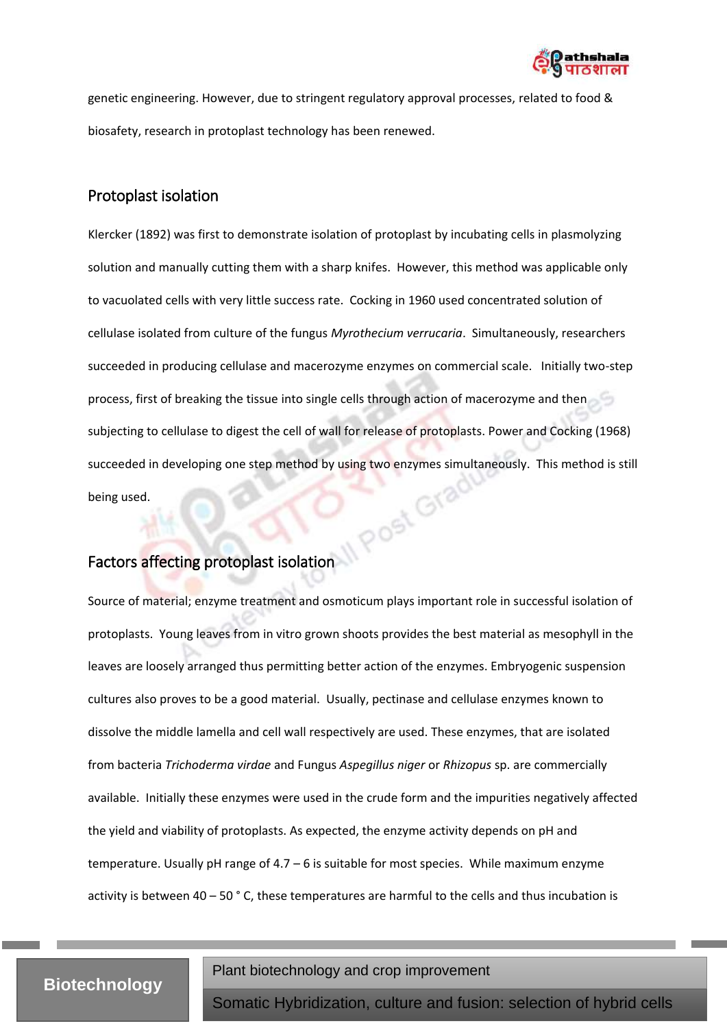genetic engineering. However, due to stringent regulatory approval processes, related to food & biosafety, research in protoplast technology has been renewed.

## Protoplast isolation

Klercker (1892) was first to demonstrate isolation of protoplast by incubating cells in plasmolyzing solution and manually cutting them with a sharp knifes. However, this method was applicable only to vacuolated cells with very little success rate. Cocking in 1960 used concentrated solution of cellulase isolated from culture of the fungus *Myrothecium verrucaria*. Simultaneously, researchers succeeded in producing cellulase and macerozyme enzymes on commercial scale. Initially two-step process, first of breaking the tissue into single cells through action of macerozyme and then subjecting to cellulase to digest the cell of wall for release of protoplasts. Power and Cocking (1968) succeeded in developing one step method by using two enzymes simultaneously. This method is still being used.

## Factors affecting protoplast isolation

Source of material; enzyme treatment and osmoticum plays important role in successful isolation of protoplasts. Young leaves from in vitro grown shoots provides the best material as mesophyll in the leaves are loosely arranged thus permitting better action of the enzymes. Embryogenic suspension cultures also proves to be a good material. Usually, pectinase and cellulase enzymes known to dissolve the middle lamella and cell wall respectively are used. These enzymes, that are isolated from bacteria *Trichoderma virdae* and Fungus *Aspegillus niger* or *Rhizopus* sp. are commercially available. Initially these enzymes were used in the crude form and the impurities negatively affected the yield and viability of protoplasts. As expected, the enzyme activity depends on pH and temperature. Usually pH range of 4.7 – 6 is suitable for most species. While maximum enzyme activity is between 40 – 50 ° C, these temperatures are harmful to the cells and thus incubation is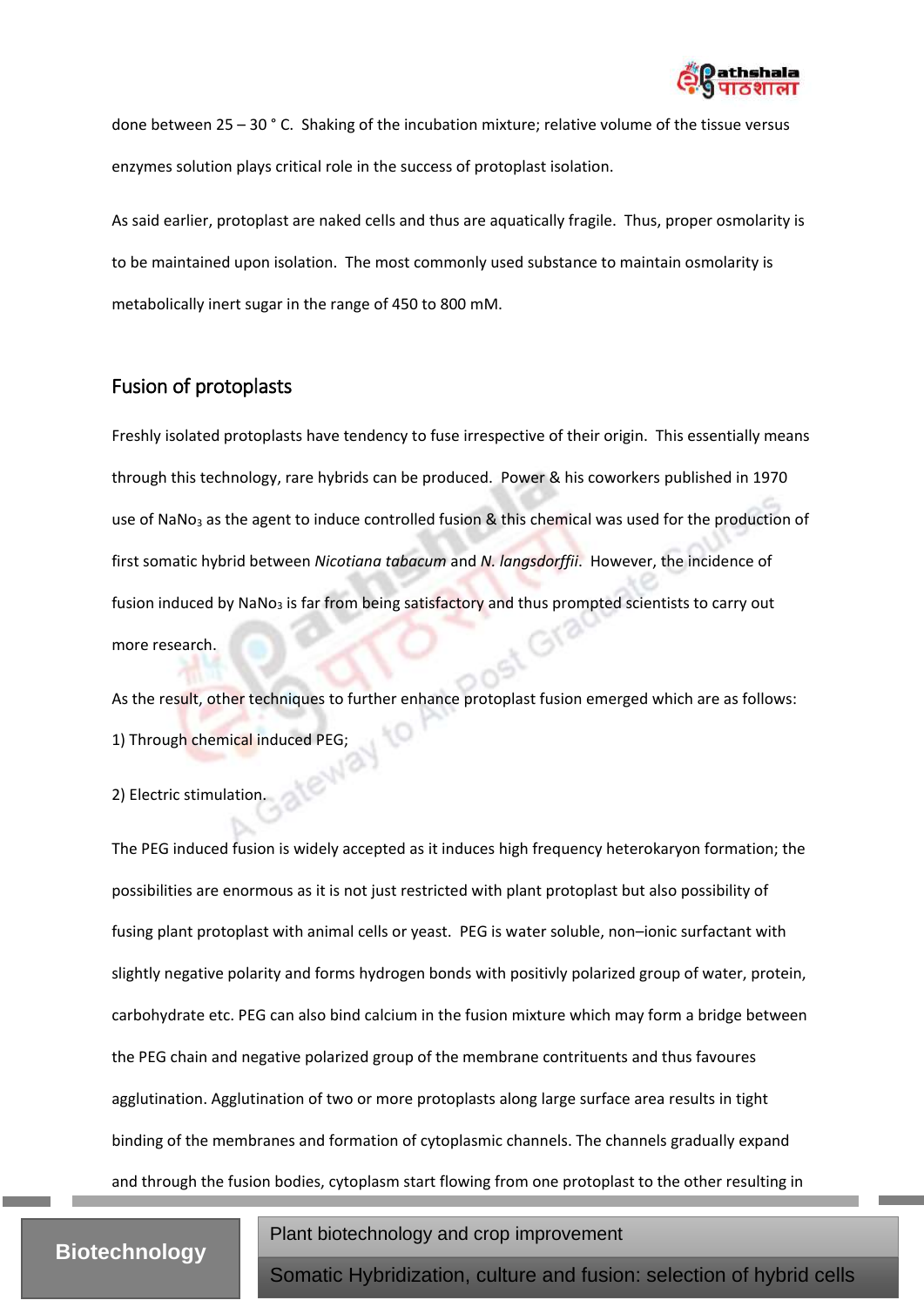done between 25 – 30 ° C. Shaking of the incubation mixture; relative volume of the tissue versus enzymes solution plays critical role in the success of protoplast isolation.

As said earlier, protoplast are naked cells and thus are aquatically fragile. Thus, proper osmolarity is to be maintained upon isolation. The most commonly used substance to maintain osmolarity is metabolically inert sugar in the range of 450 to 800 mM.

## Fusion of protoplasts

Freshly isolated protoplasts have tendency to fuse irrespective of their origin. This essentially means through this technology, rare hybrids can be produced. Power & his coworkers published in 1970 use of $NaNo_3$ as the agent to induce controlled fusion & this chemical was used for the production of first somatic hybrid between *Nicotiana tabacum* and *N. langsdorffii*. However, the incidence of fusion induced by $NaNo_3$ is far from being satisfactory and thus prompted scientists to carry out more research.

As the result, other techniques to further enhance protoplast fusion emerged which are as follows:

1) Through chemical induced PEG;

2) Electric stimulation.

The PEG induced fusion is widely accepted as it induces high frequency heterokaryon formation; the possibilities are enormous as it is not just restricted with plant protoplast but also possibility of fusing plant protoplast with animal cells or yeast. PEG is water soluble, non–ionic surfactant with slightly negative polarity and forms hydrogen bonds with positivly polarized group of water, protein, carbohydrate etc. PEG can also bind calcium in the fusion mixture which may form a bridge between the PEG chain and negative polarized group of the membrane contrituents and thus favoures agglutination. Agglutination of two or more protoplasts along large surface area results in tight binding of the membranes and formation of cytoplasmic channels. The channels gradually expand and through the fusion bodies, cytoplasm start flowing from one protoplast to the other resulting in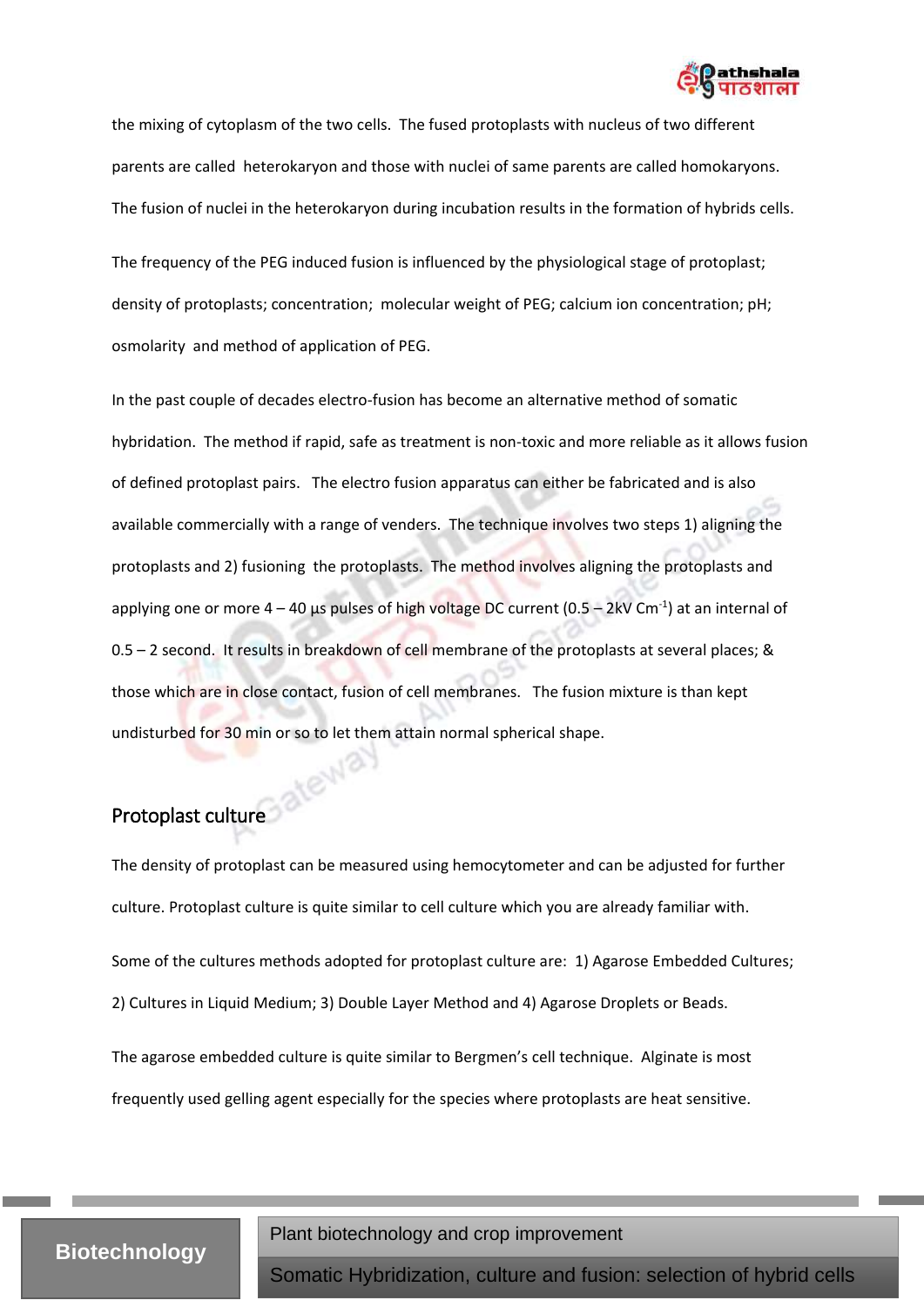the mixing of cytoplasm of the two cells. The fused protoplasts with nucleus of two different parents are called heterokaryon and those with nuclei of same parents are called homokaryons. The fusion of nuclei in the heterokaryon during incubation results in the formation of hybrids cells.

The frequency of the PEG induced fusion is influenced by the physiological stage of protoplast; density of protoplasts; concentration; molecular weight of PEG; calcium ion concentration; pH; osmolarity and method of application of PEG.

In the past couple of decades electro-fusion has become an alternative method of somatic hybridation. The method if rapid, safe as treatment is non-toxic and more reliable as it allows fusion of defined protoplast pairs. The electro fusion apparatus can either be fabricated and is also available commercially with a range of venders. The technique involves two steps 1) aligning the protoplasts and 2) fusioning the protoplasts. The method involves aligning the protoplasts and applying one or more 4 – 40 µs pulses of high voltage DC current (0.5 – 2kV $Cm^{-1}$) at an internal of 0.5 – 2 second. It results in breakdown of cell membrane of the protoplasts at several places; & those which are in close contact, fusion of cell membranes. The fusion mixture is than kept undisturbed for 30 min or so to let them attain normal spherical shape.

## Protoplast culture

The density of protoplast can be measured using hemocytometer and can be adjusted for further culture. Protoplast culture is quite similar to cell culture which you are already familiar with.

Some of the cultures methods adopted for protoplast culture are: 1) Agarose Embedded Cultures; 2) Cultures in Liquid Medium; 3) Double Layer Method and 4) Agarose Droplets or Beads.

The agarose embedded culture is quite similar to Bergmen's cell technique. Alginate is most frequently used gelling agent especially for the species where protoplasts are heat sensitive.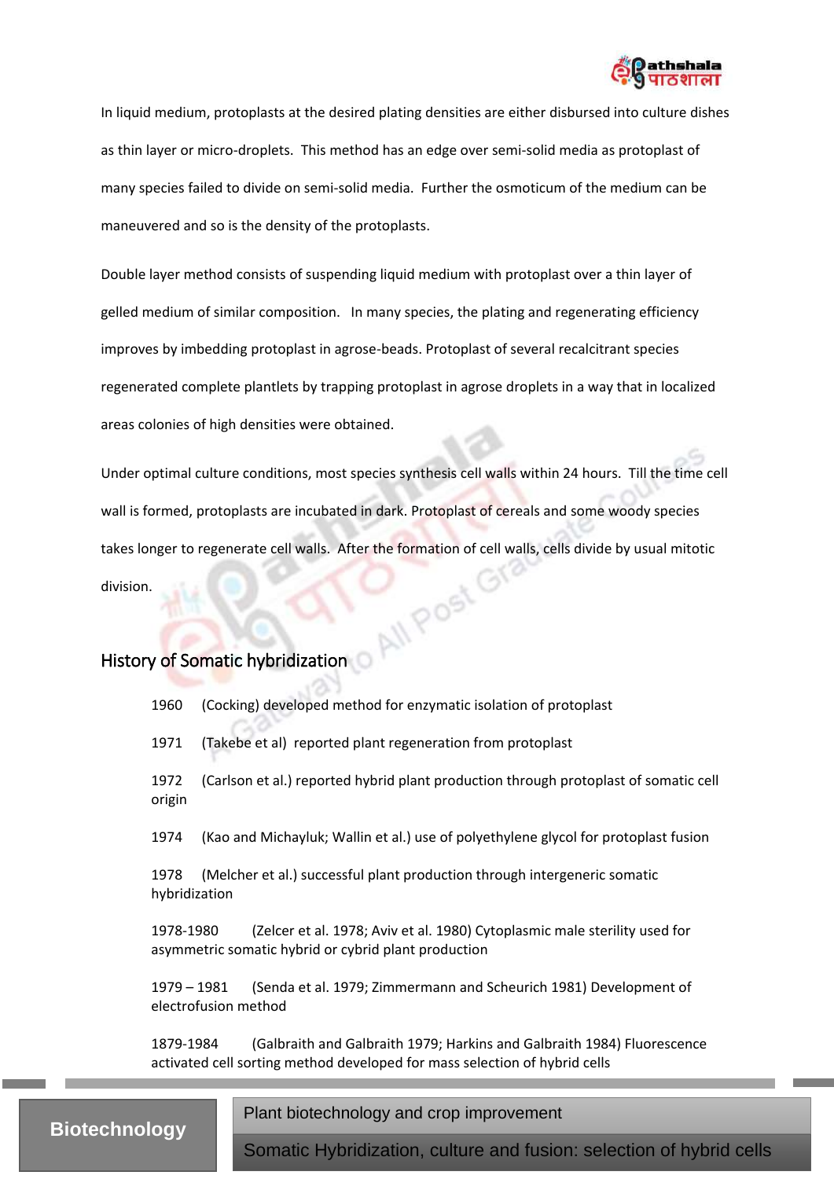In liquid medium, protoplasts at the desired plating densities are either disbursed into culture dishes as thin layer or micro-droplets. This method has an edge over semi-solid media as protoplast of many species failed to divide on semi-solid media. Further the osmoticum of the medium can be maneuvered and so is the density of the protoplasts.

Double layer method consists of suspending liquid medium with protoplast over a thin layer of gelled medium of similar composition. In many species, the plating and regenerating efficiency improves by imbedding protoplast in agrose-beads. Protoplast of several recalcitrant species regenerated complete plantlets by trapping protoplast in agrose droplets in a way that in localized areas colonies of high densities were obtained.

Under optimal culture conditions, most species synthesis cell walls within 24 hours. Till the time cell wall is formed, protoplasts are incubated in dark. Protoplast of cereals and some woody species takes longer to regenerate cell walls. After the formation of cell walls, cells divide by usual mitotic division.

## History of Somatic hybridization

1960 (Cocking) developed method for enzymatic isolation of protoplast

1971 (Takebe et al) reported plant regeneration from protoplast

1972 (Carlson et al.) reported hybrid plant production through protoplast of somatic cell origin

1974 (Kao and Michayluk; Wallin et al.) use of polyethylene glycol for protoplast fusion

1978 (Melcher et al.) successful plant production through intergeneric somatic hybridization

1978-1980 (Zelcer et al. 1978; Aviv et al. 1980) Cytoplasmic male sterility used for asymmetric somatic hybrid or cybrid plant production

1979 – 1981 (Senda et al. 1979; Zimmermann and Scheurich 1981) Development of electrofusion method

1879-1984 (Galbraith and Galbraith 1979; Harkins and Galbraith 1984) Fluorescence activated cell sorting method developed for mass selection of hybrid cells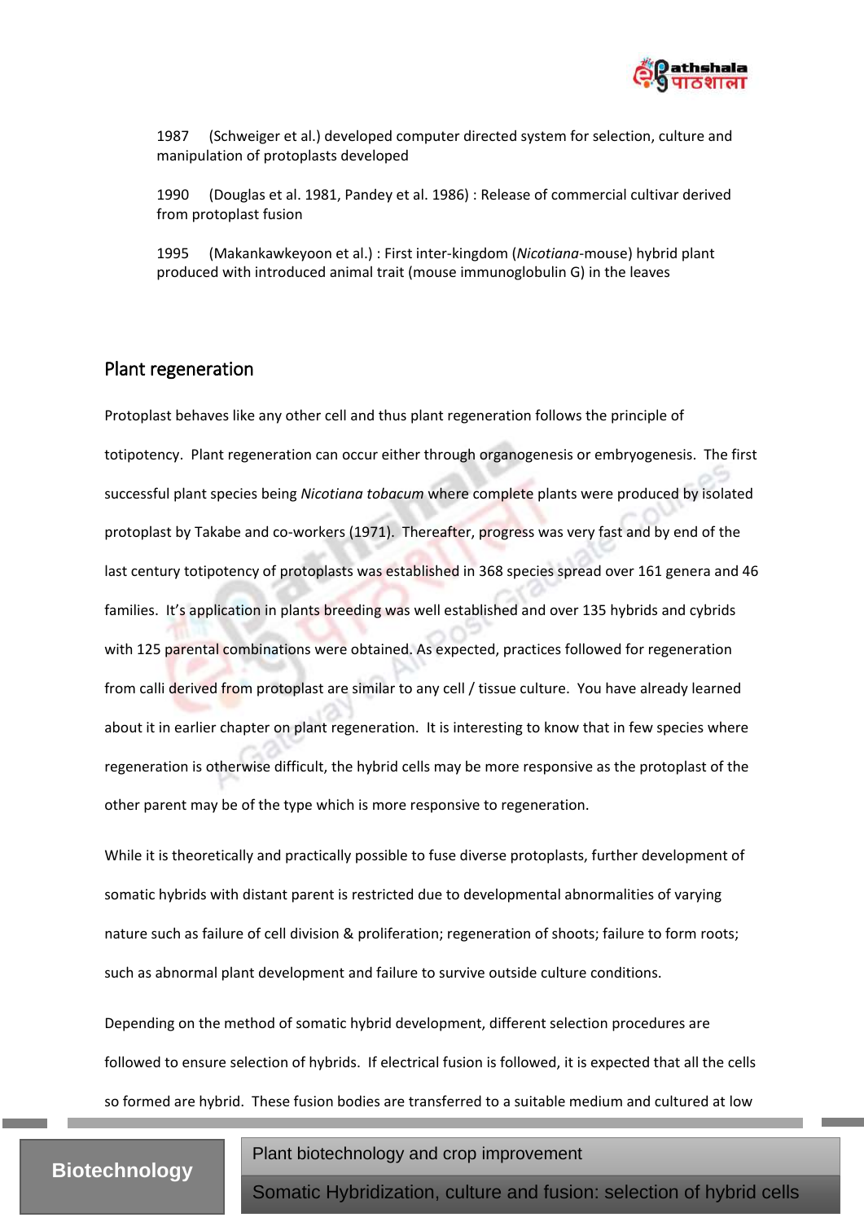1987 (Schweiger et al.) developed computer directed system for selection, culture and manipulation of protoplasts developed

1990 (Douglas et al. 1981, Pandey et al. 1986) : Release of commercial cultivar derived from protoplast fusion

1995 (Makankawkeyoon et al.) : First inter-kingdom (*Nicotiana*-mouse) hybrid plant produced with introduced animal trait (mouse immunoglobulin G) in the leaves

## Plant regeneration

Protoplast behaves like any other cell and thus plant regeneration follows the principle of totipotency. Plant regeneration can occur either through organogenesis or embryogenesis. The first successful plant species being *Nicotiana tobacum* where complete plants were produced by isolated protoplast by Takabe and co-workers (1971). Thereafter, progress was very fast and by end of the last century totipotency of protoplasts was established in 368 species spread over 161 genera and 46 families. It's application in plants breeding was well established and over 135 hybrids and cybrids with 125 parental combinations were obtained. As expected, practices followed for regeneration from calli derived from protoplast are similar to any cell / tissue culture. You have already learned about it in earlier chapter on plant regeneration. It is interesting to know that in few species where regeneration is otherwise difficult, the hybrid cells may be more responsive as the protoplast of the other parent may be of the type which is more responsive to regeneration.

While it is theoretically and practically possible to fuse diverse protoplasts, further development of somatic hybrids with distant parent is restricted due to developmental abnormalities of varying nature such as failure of cell division & proliferation; regeneration of shoots; failure to form roots; such as abnormal plant development and failure to survive outside culture conditions.

Depending on the method of somatic hybrid development, different selection procedures are followed to ensure selection of hybrids. If electrical fusion is followed, it is expected that all the cells so formed are hybrid. These fusion bodies are transferred to a suitable medium and cultured at low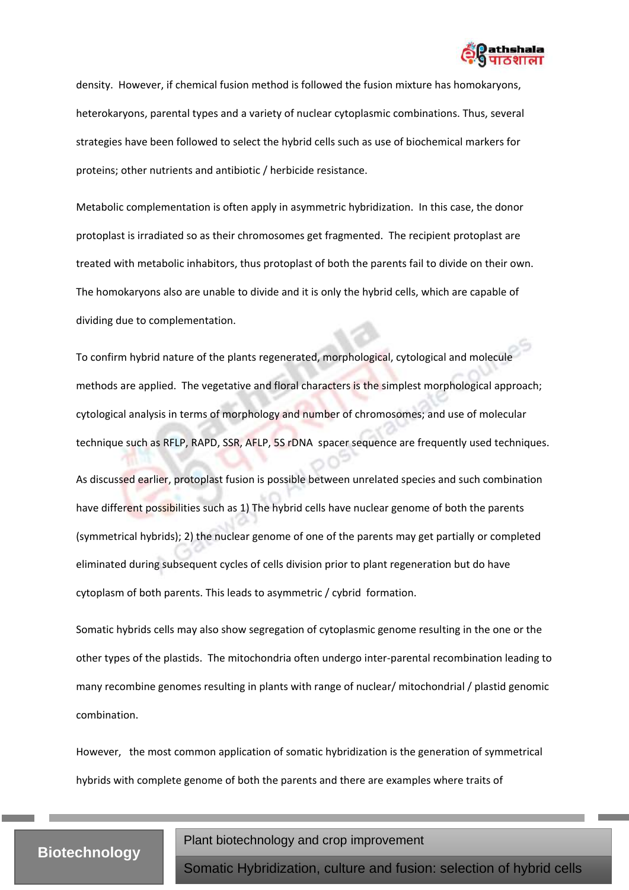density. However, if chemical fusion method is followed the fusion mixture has homokaryons, heterokaryons, parental types and a variety of nuclear cytoplasmic combinations. Thus, several strategies have been followed to select the hybrid cells such as use of biochemical markers for proteins; other nutrients and antibiotic / herbicide resistance.

Metabolic complementation is often apply in asymmetric hybridization. In this case, the donor protoplast is irradiated so as their chromosomes get fragmented. The recipient protoplast are treated with metabolic inhabitors, thus protoplast of both the parents fail to divide on their own. The homokaryons also are unable to divide and it is only the hybrid cells, which are capable of dividing due to complementation.

To confirm hybrid nature of the plants regenerated, morphological, cytological and molecule methods are applied. The vegetative and floral characters is the simplest morphological approach; cytological analysis in terms of morphology and number of chromosomes; and use of molecular technique such as RFLP, RAPD, SSR, AFLP, 5S rDNA spacer sequence are frequently used techniques.

As discussed earlier, protoplast fusion is possible between unrelated species and such combination have different possibilities such as 1) The hybrid cells have nuclear genome of both the parents (symmetrical hybrids); 2) the nuclear genome of one of the parents may get partially or completed eliminated during subsequent cycles of cells division prior to plant regeneration but do have cytoplasm of both parents. This leads to asymmetric / cybrid formation.

Somatic hybrids cells may also show segregation of cytoplasmic genome resulting in the one or the other types of the plastids. The mitochondria often undergo inter-parental recombination leading to many recombine genomes resulting in plants with range of nuclear/ mitochondrial / plastid genomic combination.

However, the most common application of somatic hybridization is the generation of symmetrical hybrids with complete genome of both the parents and there are examples where traits of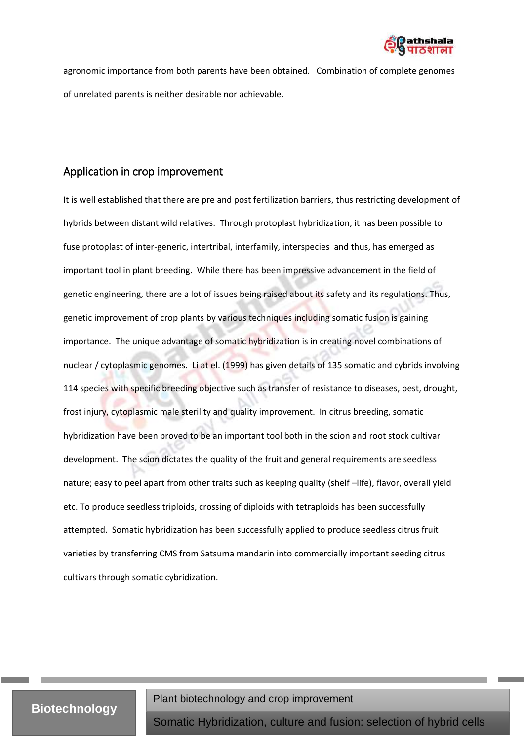agronomic importance from both parents have been obtained. Combination of complete genomes of unrelated parents is neither desirable nor achievable.

## Application in crop improvement

It is well established that there are pre and post fertilization barriers, thus restricting development of hybrids between distant wild relatives. Through protoplast hybridization, it has been possible to fuse protoplast of inter-generic, intertribal, interfamily, interspecies and thus, has emerged as important tool in plant breeding. While there has been impressive advancement in the field of genetic engineering, there are a lot of issues being raised about its safety and its regulations. Thus, genetic improvement of crop plants by various techniques including somatic fusion is gaining importance. The unique advantage of somatic hybridization is in creating novel combinations of nuclear / cytoplasmic genomes. Li at el. (1999) has given details of 135 somatic and cybrids involving 114 species with specific breeding objective such as transfer of resistance to diseases, pest, drought, frost injury, cytoplasmic male sterility and quality improvement. In citrus breeding, somatic hybridization have been proved to be an important tool both in the scion and root stock cultivar development. The scion dictates the quality of the fruit and general requirements are seedless nature; easy to peel apart from other traits such as keeping quality (shelf –life), flavor, overall yield etc. To produce seedless triploids, crossing of diploids with tetraploids has been successfully attempted. Somatic hybridization has been successfully applied to produce seedless citrus fruit varieties by transferring CMS from Satsuma mandarin into commercially important seeding citrus cultivars through somatic cybridization.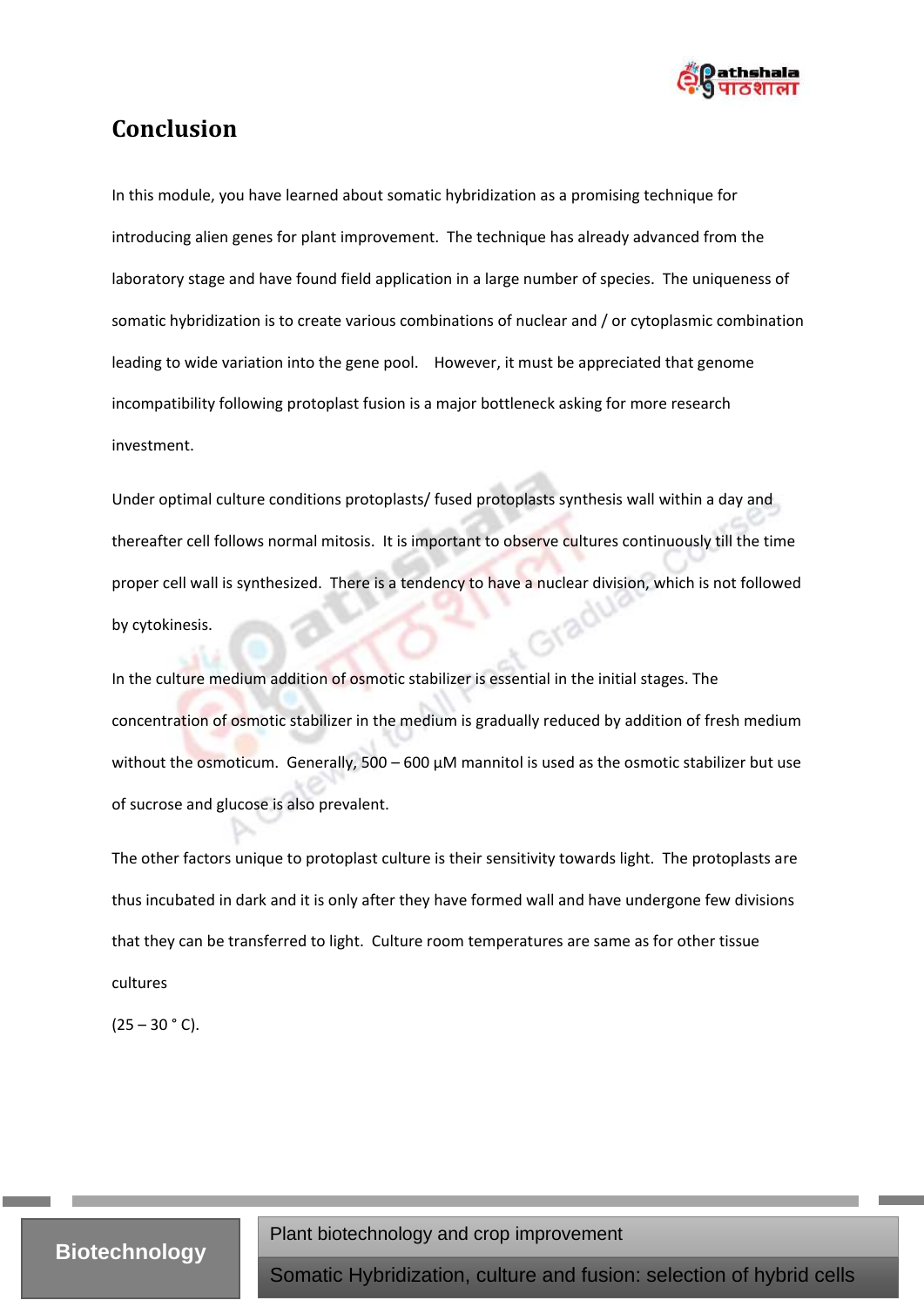## Conclusion

In this module, you have learned about somatic hybridization as a promising technique for introducing alien genes for plant improvement. The technique has already advanced from the laboratory stage and have found field application in a large number of species. The uniqueness of somatic hybridization is to create various combinations of nuclear and / or cytoplasmic combination leading to wide variation into the gene pool. However, it must be appreciated that genome incompatibility following protoplast fusion is a major bottleneck asking for more research investment.

Under optimal culture conditions protoplasts/ fused protoplasts synthesis wall within a day and thereafter cell follows normal mitosis. It is important to observe cultures continuously till the time proper cell wall is synthesized. There is a tendency to have a nuclear division, which is not followed by cytokinesis.

In the culture medium addition of osmotic stabilizer is essential in the initial stages. The concentration of osmotic stabilizer in the medium is gradually reduced by addition of fresh medium without the osmoticum. Generally, 500 – 600 µM mannitol is used as the osmotic stabilizer but use of sucrose and glucose is also prevalent.

The other factors unique to protoplast culture is their sensitivity towards light. The protoplasts are thus incubated in dark and it is only after they have formed wall and have undergone few divisions that they can be transferred to light. Culture room temperatures are same as for other tissue cultures
(25 – 30 ° C).